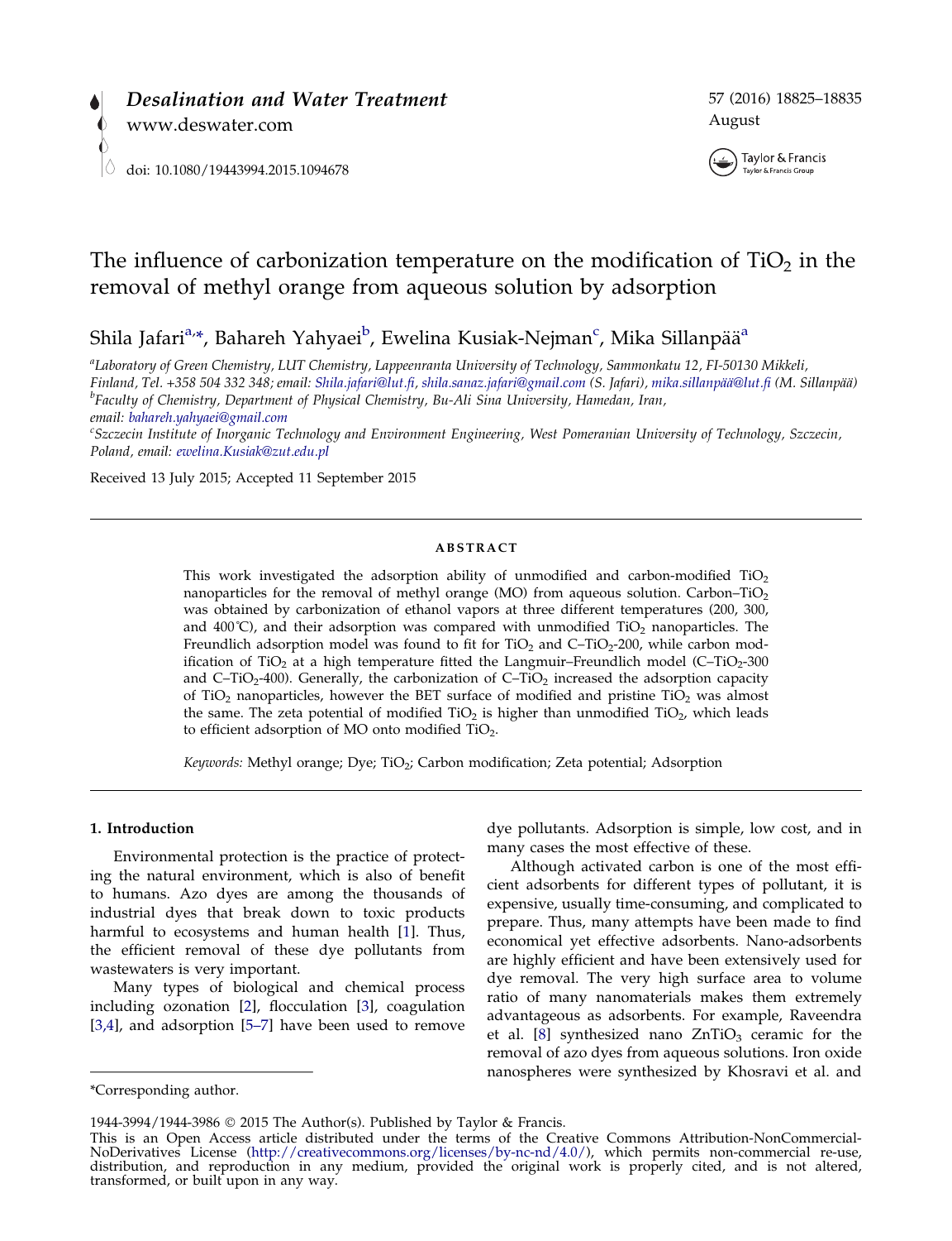# The influence of carbonization temperature on the modification of $TiO_2$ in the removal of methyl orange from aqueous solution by adsorption

Shila Jafari[a,*], Bahareh Yahyaei[b], Ewelina Kusiak-Nejman[c], Mika Sillanpää[a]

[a]*Laboratory of Green Chemistry, LUT Chemistry, Lappeenranta University of Technology, Sammonkatu 12, FI-50130 Mikkeli, Finland, Tel. +358 504 332 348; email: Shila.jafari@lut.fi, shila.sanaz.jafari@gmail.com (S. Jafari), mika.sillanpää@lut.fi (M. Sillanpää)*

[b]*Faculty of Chemistry, Department of Physical Chemistry, Bu-Ali Sina University, Hamedan, Iran, email: bahareh.yahyaei@gmail.com*

[c]*Szczecin Institute of Inorganic Technology and Environment Engineering, West Pomeranian University of Technology, Szczecin, Poland, email: ewelina.Kusiak@zut.edu.pl*

Received 13 July 2015; Accepted 11 September 2015

## ABSTRACT

This work investigated the adsorption ability of unmodified and carbon-modified $TiO_2$ nanoparticles for the removal of methyl orange (MO) from aqueous solution. Carbon–$TiO_2$ was obtained by carbonization of ethanol vapors at three different temperatures (200, 300, and 400˚C), and their adsorption was compared with unmodified $TiO_2$ nanoparticles. The Freundlich adsorption model was found to fit for $TiO_2$ and C–$TiO_2$-200, while carbon modification of $TiO_2$ at a high temperature fitted the Langmuir–Freundlich model (C–$TiO_2$-300 and C–$TiO_2$-400). Generally, the carbonization of C–$TiO_2$ increased the adsorption capacity of $TiO_2$ nanoparticles, however the BET surface of modified and pristine $TiO_2$ was almost the same. The zeta potential of modified $TiO_2$ is higher than unmodified $TiO_2$, which leads to efficient adsorption of MO onto modified $TiO_2$.

*Keywords:* Methyl orange; Dye; $TiO_2$; Carbon modification; Zeta potential; Adsorption

## 1. Introduction

Environmental protection is the practice of protecting the natural environment, which is also of benefit to humans. Azo dyes are among the thousands of industrial dyes that break down to toxic products harmful to ecosystems and human health [1]. Thus, the efficient removal of these dye pollutants from wastewaters is very important.

Many types of biological and chemical process including ozonation [2], flocculation [3], coagulation [3,4], and adsorption [5–7] have been used to remove dye pollutants. Adsorption is simple, low cost, and in many cases the most effective of these.

Although activated carbon is one of the most efficient adsorbents for different types of pollutant, it is expensive, usually time-consuming, and complicated to prepare. Thus, many attempts have been made to find economical yet effective adsorbents. Nano-adsorbents are highly efficient and have been extensively used for dye removal. The very high surface area to volume ratio of many nanomaterials makes them extremely advantageous as adsorbents. For example, Raveendra et al. [8] synthesized nano $ZnTiO_3$ ceramic for the removal of azo dyes from aqueous solutions. Iron oxide nanospheres were synthesized by Khosravi et al. and

*Corresponding author.

1944-3994/1944-3986 © 2015 The Author(s). Published by Taylor & Francis.
This is an Open Access article distributed under the terms of the Creative Commons Attribution-NonCommercial-NoDerivatives License (http://creativecommons.org/licenses/by-nc-nd/4.0/), which permits non-commercial re-use, distribution, and reproduction in any medium, provided the original work is properly cited, and is not altered, transformed, or built upon in any way.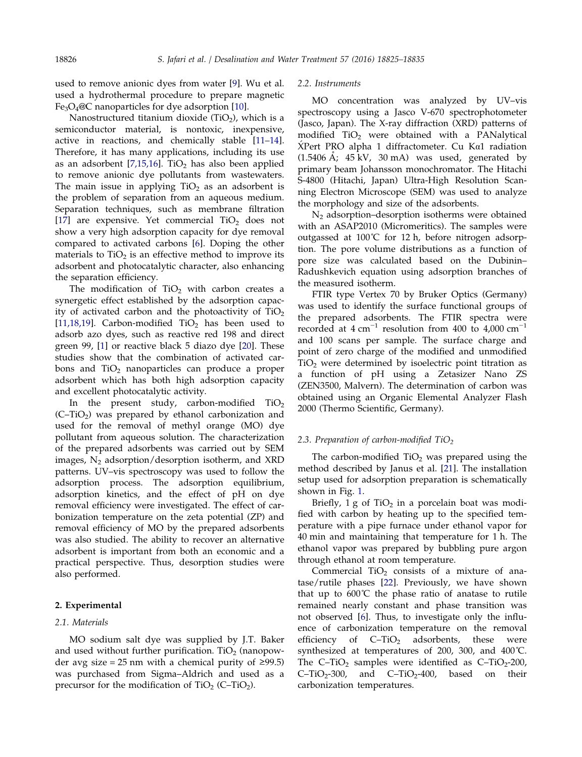used to remove anionic dyes from water [9]. Wu et al. used a hydrothermal procedure to prepare magnetic $Fe_3O_4$@C nanoparticles for dye adsorption [10].

Nanostructured titanium dioxide ($TiO_2$), which is a semiconductor material, is nontoxic, inexpensive, active in reactions, and chemically stable [11–14]. Therefore, it has many applications, including its use as an adsorbent [7,15,16]. $TiO_2$ has also been applied to remove anionic dye pollutants from wastewaters. The main issue in applying $TiO_2$ as an adsorbent is the problem of separation from an aqueous medium. Separation techniques, such as membrane filtration [17] are expensive. Yet commercial $TiO_2$ does not show a very high adsorption capacity for dye removal compared to activated carbons [6]. Doping the other materials to $TiO_2$ is an effective method to improve its adsorbent and photocatalytic character, also enhancing the separation efficiency.

The modification of $TiO_2$ with carbon creates a synergetic effect established by the adsorption capacity of activated carbon and the photoactivity of $TiO_2$ [11,18,19]. Carbon-modified $TiO_2$ has been used to adsorb azo dyes, such as reactive red 198 and direct green 99, [1] or reactive black 5 diazo dye [20]. These studies show that the combination of activated carbons and $TiO_2$ nanoparticles can produce a proper adsorbent which has both high adsorption capacity and excellent photocatalytic activity.

In the present study, carbon-modified $TiO_2$ (C–$TiO_2$) was prepared by ethanol carbonization and used for the removal of methyl orange (MO) dye pollutant from aqueous solution. The characterization of the prepared adsorbents was carried out by SEM images, $N_2$ adsorption/desorption isotherm, and XRD patterns. UV–vis spectroscopy was used to follow the adsorption process. The adsorption equilibrium, adsorption kinetics, and the effect of pH on dye removal efficiency were investigated. The effect of carbonization temperature on the zeta potential (ZP) and removal efficiency of MO by the prepared adsorbents was also studied. The ability to recover an alternative adsorbent is important from both an economic and a practical perspective. Thus, desorption studies were also performed.

## 2. Experimental

### 2.1. Materials

MO sodium salt dye was supplied by J.T. Baker and used without further purification. $TiO_2$ (nanopowder avg size = 25 nm with a chemical purity of ≥99.5) was purchased from Sigma–Aldrich and used as a precursor for the modification of $TiO_2$ (C–$TiO_2$).

### 2.2. Instruments

MO concentration was analyzed by UV–vis spectroscopy using a Jasco V-670 spectrophotometer (Jasco, Japan). The X-ray diffraction (XRD) patterns of modified $TiO_2$ were obtained with a PANalytical X́Pert PRO alpha 1 diffractometer. Cu Kα1 radiation (1.5406 Å; 45 kV, 30 mA) was used, generated by primary beam Johansson monochromator. The Hitachi S-4800 (Hitachi, Japan) Ultra-High Resolution Scanning Electron Microscope (SEM) was used to analyze the morphology and size of the adsorbents.

$N_2$ adsorption–desorption isotherms were obtained with an ASAP2010 (Micromeritics). The samples were outgassed at 100˚C for 12 h, before nitrogen adsorption. The pore volume distributions as a function of pore size was calculated based on the Dubinin–Radushkevich equation using adsorption branches of the measured isotherm.

FTIR type Vertex 70 by Bruker Optics (Germany) was used to identify the surface functional groups of the prepared adsorbents. The FTIR spectra were recorded at 4 $cm^{-1}$ resolution from 400 to 4,000 $cm^{-1}$ and 100 scans per sample. The surface charge and point of zero charge of the modified and unmodified $TiO_2$ were determined by isoelectric point titration as a function of pH using a Zetasizer Nano ZS (ZEN3500, Malvern). The determination of carbon was obtained using an Organic Elemental Analyzer Flash 2000 (Thermo Scientific, Germany).

### 2.3. Preparation of carbon-modified $TiO_2$

The carbon-modified $TiO_2$ was prepared using the method described by Janus et al. [21]. The installation setup used for adsorption preparation is schematically shown in Fig. 1.

Briefly, 1 g of $TiO_2$ in a porcelain boat was modified with carbon by heating up to the specified temperature with a pipe furnace under ethanol vapor for 40 min and maintaining that temperature for 1 h. The ethanol vapor was prepared by bubbling pure argon through ethanol at room temperature.

Commercial $TiO_2$ consists of a mixture of anatase/rutile phases [22]. Previously, we have shown that up to 600˚C the phase ratio of anatase to rutile remained nearly constant and phase transition was not observed [6]. Thus, to investigate only the influence of carbonization temperature on the removal efficiency of C–$TiO_2$ adsorbents, these were synthesized at temperatures of 200, 300, and 400˚C. The C–$TiO_2$ samples were identified as C–$TiO_2$-200, C–$TiO_2$-300, and C–$TiO_2$-400, based on their carbonization temperatures.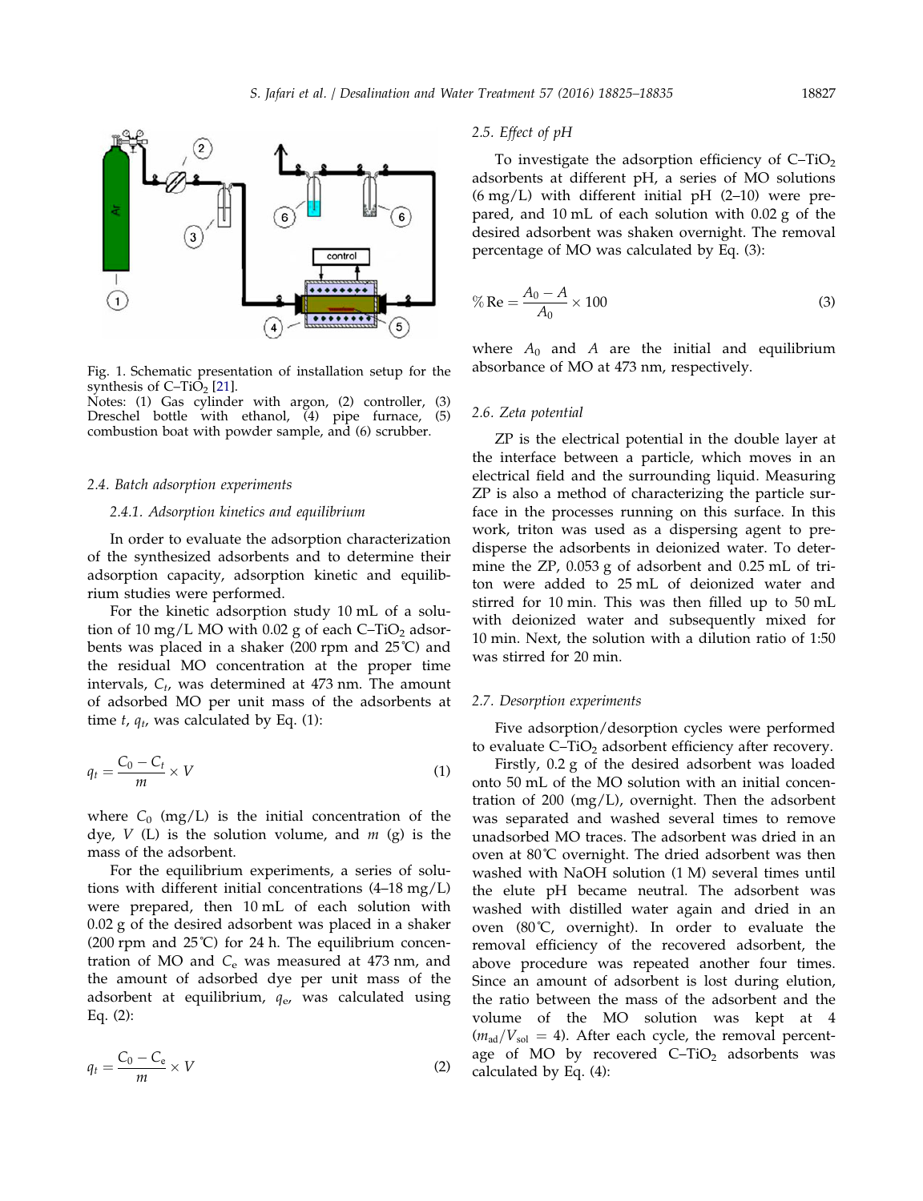Fig. 1. Schematic presentation of installation setup for the synthesis of C–$TiO_2$ [21].
Notes: (1) Gas cylinder with argon, (2) controller, (3) Dreschel bottle with ethanol, (4) pipe furnace, (5) combustion boat with powder sample, and (6) scrubber.

### 2.4. Batch adsorption experiments

#### 2.4.1. Adsorption kinetics and equilibrium

In order to evaluate the adsorption characterization of the synthesized adsorbents and to determine their adsorption capacity, adsorption kinetic and equilibrium studies were performed.

For the kinetic adsorption study 10 mL of a solution of 10 mg/L MO with 0.02 g of each C–$TiO_2$ adsorbents was placed in a shaker (200 rpm and 25˚C) and the residual MO concentration at the proper time intervals, $C_t$, was determined at 473 nm. The amount of adsorbed MO per unit mass of the adsorbents at time $t$, $q_t$, was calculated by Eq. (1):

$$q_t = \frac{C_0 - C_t}{m} \times V \tag{1}$$

where $C_0$ (mg/L) is the initial concentration of the dye, $V$ (L) is the solution volume, and $m$ (g) is the mass of the adsorbent.

For the equilibrium experiments, a series of solutions with different initial concentrations (4–18 mg/L) were prepared, then 10 mL of each solution with 0.02 g of the desired adsorbent was placed in a shaker (200 rpm and 25˚C) for 24 h. The equilibrium concentration of MO and $C_e$ was measured at 473 nm, and the amount of adsorbed dye per unit mass of the adsorbent at equilibrium, $q_e$, was calculated using Eq. (2):

$$q_t = \frac{C_0 - C_e}{m} \times V \tag{2}$$

### 2.5. Effect of pH

To investigate the adsorption efficiency of C–$TiO_2$ adsorbents at different pH, a series of MO solutions (6 mg/L) with different initial pH (2–10) were prepared, and 10 mL of each solution with 0.02 g of the desired adsorbent was shaken overnight. The removal percentage of MO was calculated by Eq. (3):

$$\%\,\text{Re} = \frac{A_0 - A}{A_0} \times 100 \tag{3}$$

where $A_0$ and $A$ are the initial and equilibrium absorbance of MO at 473 nm, respectively.

### 2.6. Zeta potential

ZP is the electrical potential in the double layer at the interface between a particle, which moves in an electrical field and the surrounding liquid. Measuring ZP is also a method of characterizing the particle surface in the processes running on this surface. In this work, triton was used as a dispersing agent to predisperse the adsorbents in deionized water. To determine the ZP, 0.053 g of adsorbent and 0.25 mL of triton were added to 25 mL of deionized water and stirred for 10 min. This was then filled up to 50 mL with deionized water and subsequently mixed for 10 min. Next, the solution with a dilution ratio of 1:50 was stirred for 20 min.

### 2.7. Desorption experiments

Five adsorption/desorption cycles were performed to evaluate C–$TiO_2$ adsorbent efficiency after recovery.

Firstly, 0.2 g of the desired adsorbent was loaded onto 50 mL of the MO solution with an initial concentration of 200 (mg/L), overnight. Then the adsorbent was separated and washed several times to remove unadsorbed MO traces. The adsorbent was dried in an oven at 80˚C overnight. The dried adsorbent was then washed with NaOH solution (1 M) several times until the elute pH became neutral. The adsorbent was washed with distilled water again and dried in an oven (80˚C, overnight). In order to evaluate the removal efficiency of the recovered adsorbent, the above procedure was repeated another four times. Since an amount of adsorbent is lost during elution, the ratio between the mass of the adsorbent and the volume of the MO solution was kept at 4 ($m_{ad}/V_{sol} = 4$). After each cycle, the removal percentage of MO by recovered C–$TiO_2$ adsorbents was calculated by Eq. (4):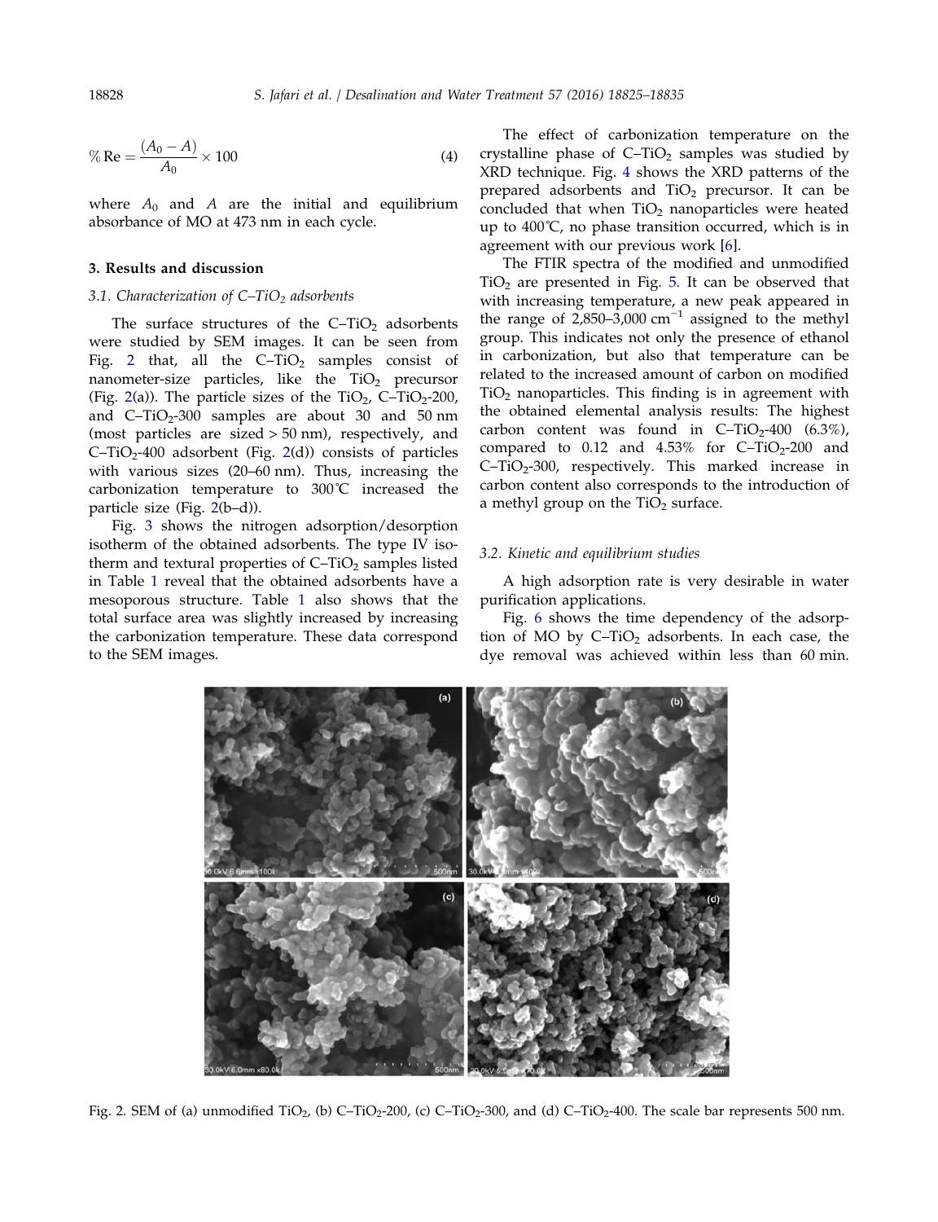$$\% \text{Re} = \frac{(A_0 - A)}{A_0} \times 100 \tag{4}$$

where $A_0$ and $A$ are the initial and equilibrium absorbance of MO at 473 nm in each cycle.

## 3. Results and discussion

### 3.1. Characterization of C–$TiO_2$ adsorbents

The surface structures of the C–$TiO_2$ adsorbents were studied by SEM images. It can be seen from Fig. 2 that, all the C–$TiO_2$ samples consist of nanometer-size particles, like the $TiO_2$ precursor (Fig. 2(a)). The particle sizes of the $TiO_2$, C–$TiO_2$-200, and C–$TiO_2$-300 samples are about 30 and 50 nm (most particles are sized > 50 nm), respectively, and C–$TiO_2$-400 adsorbent (Fig. 2(d)) consists of particles with various sizes (20–60 nm). Thus, increasing the carbonization temperature to 300˚C increased the particle size (Fig. 2(b–d)).

Fig. 3 shows the nitrogen adsorption/desorption isotherm of the obtained adsorbents. The type IV isotherm and textural properties of C–$TiO_2$ samples listed in Table 1 reveal that the obtained adsorbents have a mesoporous structure. Table 1 also shows that the total surface area was slightly increased by increasing the carbonization temperature. These data correspond to the SEM images.

The effect of carbonization temperature on the crystalline phase of C–$TiO_2$ samples was studied by XRD technique. Fig. 4 shows the XRD patterns of the prepared adsorbents and $TiO_2$ precursor. It can be concluded that when $TiO_2$ nanoparticles were heated up to 400˚C, no phase transition occurred, which is in agreement with our previous work [6].

The FTIR spectra of the modified and unmodified $TiO_2$ are presented in Fig. 5. It can be observed that with increasing temperature, a new peak appeared in the range of 2,850–3,000 $cm^{-1}$ assigned to the methyl group. This indicates not only the presence of ethanol in carbonization, but also that temperature can be related to the increased amount of carbon on modified $TiO_2$ nanoparticles. This finding is in agreement with the obtained elemental analysis results: The highest carbon content was found in C–$TiO_2$-400 (6.3%), compared to 0.12 and 4.53% for C–$TiO_2$-200 and C–$TiO_2$-300, respectively. This marked increase in carbon content also corresponds to the introduction of a methyl group on the $TiO_2$ surface.

### 3.2. Kinetic and equilibrium studies

A high adsorption rate is very desirable in water purification applications.

Fig. 6 shows the time dependency of the adsorption of MO by C–$TiO_2$ adsorbents. In each case, the dye removal was achieved within less than 60 min.

Fig. 2. SEM of (a) unmodified $TiO_2$, (b) C–$TiO_2$-200, (c) C–$TiO_2$-300, and (d) C–$TiO_2$-400. The scale bar represents 500 nm.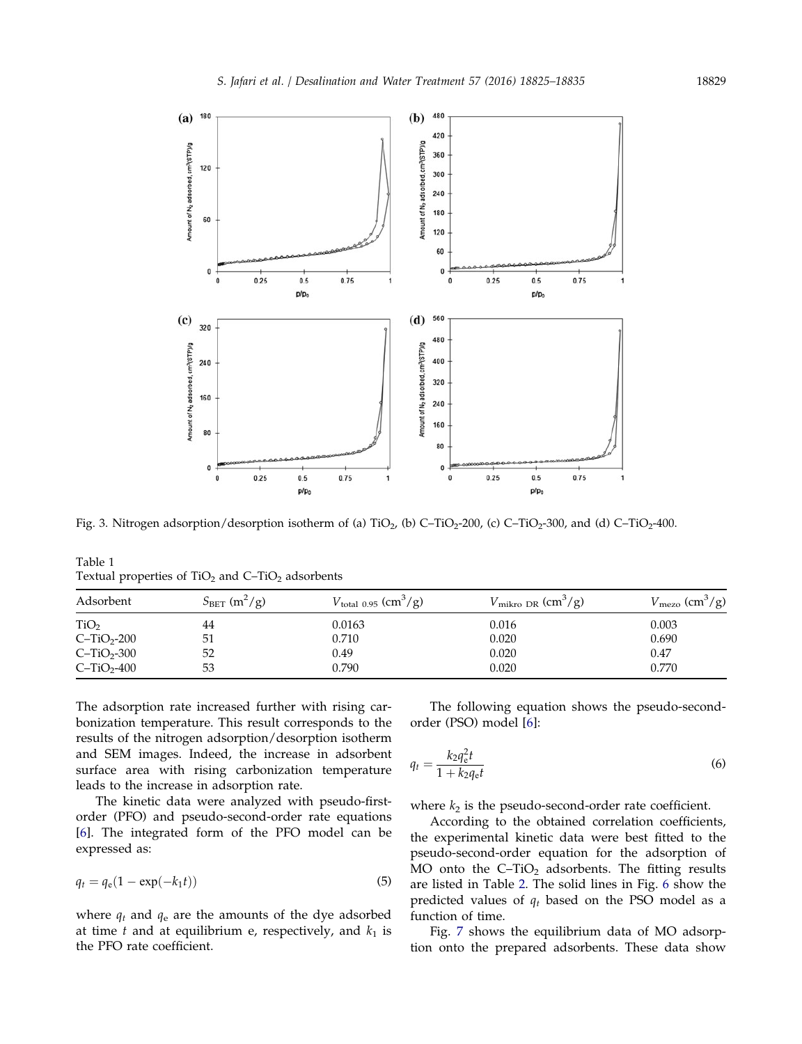Fig. 3. Nitrogen adsorption/desorption isotherm of (a) $TiO_2$, (b) C–$TiO_2$-200, (c) C–$TiO_2$-300, and (d) C–$TiO_2$-400.

Table 1
Textual properties of $TiO_2$ and C–$TiO_2$ adsorbents

| Adsorbent | $S_{BET}$ ($m^2/g$) | $V_{total\ 0.95}$ ($cm^3/g$) | $V_{mikro\ DR}$ ($cm^3/g$) | $V_{mezo}$ ($cm^3/g$) |
|---|---|---|---|---|
| $TiO_2$ | 44 | 0.0163 | 0.016 | 0.003 |
| C–$TiO_2$-200 | 51 | 0.710 | 0.020 | 0.690 |
| C–$TiO_2$-300 | 52 | 0.49 | 0.020 | 0.47 |
| C–$TiO_2$-400 | 53 | 0.790 | 0.020 | 0.770 |

The adsorption rate increased further with rising carbonization temperature. This result corresponds to the results of the nitrogen adsorption/desorption isotherm and SEM images. Indeed, the increase in adsorbent surface area with rising carbonization temperature leads to the increase in adsorption rate.

The kinetic data were analyzed with pseudo-first-order (PFO) and pseudo-second-order rate equations [6]. The integrated form of the PFO model can be expressed as:

$$q_t = q_e(1 - \exp(-k_1 t)) \tag{5}$$

where $q_t$ and $q_e$ are the amounts of the dye adsorbed at time $t$ and at equilibrium e, respectively, and $k_1$ is the PFO rate coefficient.

The following equation shows the pseudo-second-order (PSO) model [6]:

$$q_t = \frac{k_2 q_e^2 t}{1 + k_2 q_e t} \tag{6}$$

where $k_2$ is the pseudo-second-order rate coefficient.

According to the obtained correlation coefficients, the experimental kinetic data were best fitted to the pseudo-second-order equation for the adsorption of MO onto the C–$TiO_2$ adsorbents. The fitting results are listed in Table 2. The solid lines in Fig. 6 show the predicted values of $q_t$ based on the PSO model as a function of time.

Fig. 7 shows the equilibrium data of MO adsorption onto the prepared adsorbents. These data show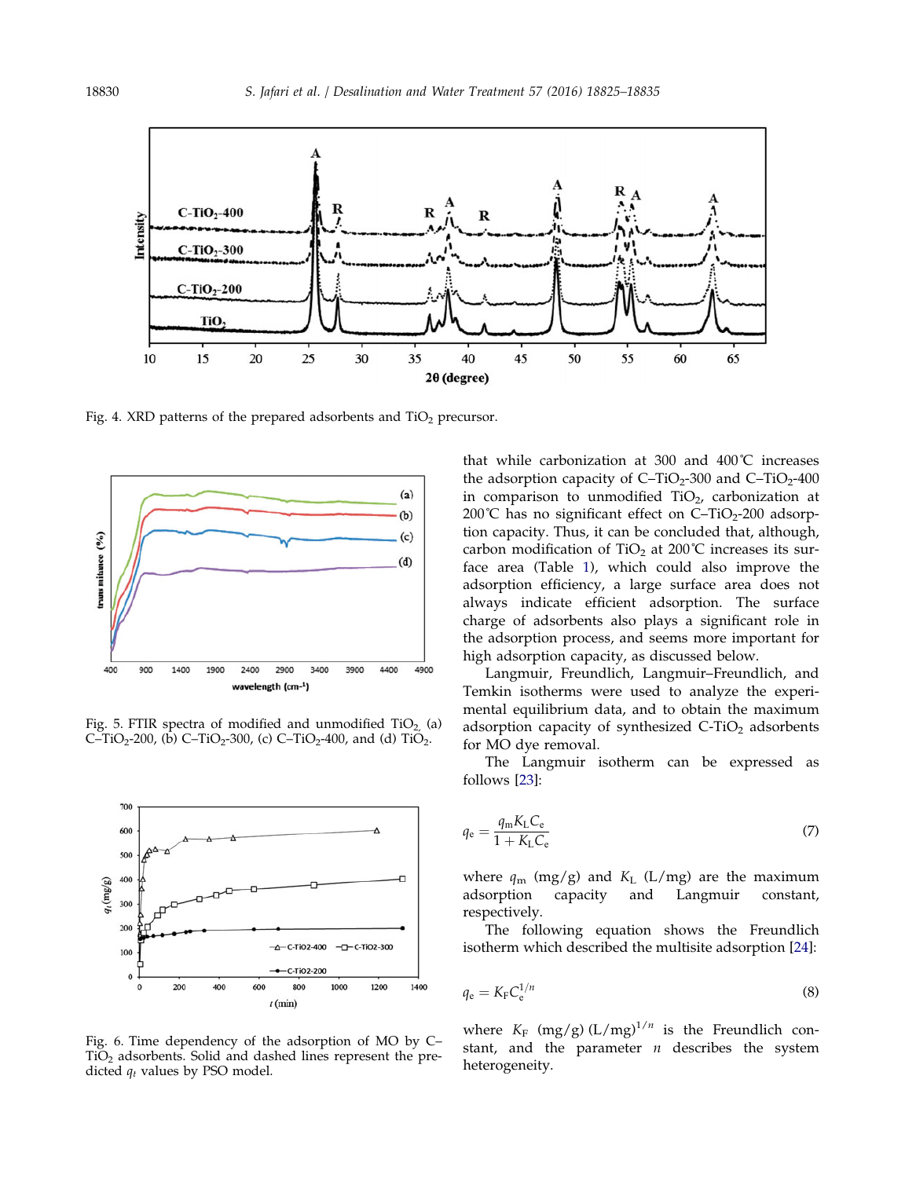Fig. 4. XRD patterns of the prepared adsorbents and $TiO_2$ precursor.

Fig. 5. FTIR spectra of modified and unmodified $TiO_2$, (a) C–$TiO_2$-200, (b) C–$TiO_2$-300, (c) C–$TiO_2$-400, and (d) $TiO_2$.

Fig. 6. Time dependency of the adsorption of MO by C–$TiO_2$ adsorbents. Solid and dashed lines represent the predicted $q_t$ values by PSO model.

that while carbonization at 300 and 400˚C increases the adsorption capacity of C–$TiO_2$-300 and C–$TiO_2$-400 in comparison to unmodified $TiO_2$, carbonization at 200˚C has no significant effect on C–$TiO_2$-200 adsorption capacity. Thus, it can be concluded that, although, carbon modification of $TiO_2$ at 200˚C increases its surface area (Table 1), which could also improve the adsorption efficiency, a large surface area does not always indicate efficient adsorption. The surface charge of adsorbents also plays a significant role in the adsorption process, and seems more important for high adsorption capacity, as discussed below.

Langmuir, Freundlich, Langmuir–Freundlich, and Temkin isotherms were used to analyze the experimental equilibrium data, and to obtain the maximum adsorption capacity of synthesized C-$TiO_2$ adsorbents for MO dye removal.

The Langmuir isotherm can be expressed as follows [23]:

$$q_e = \frac{q_m K_L C_e}{1 + K_L C_e} \tag{7}$$

where $q_m$ (mg/g) and $K_L$ (L/mg) are the maximum adsorption capacity and Langmuir constant, respectively.

The following equation shows the Freundlich isotherm which described the multisite adsorption [24]:

$$q_e = K_F C_e^{1/n} \tag{8}$$

where $K_F$ (mg/g) $(L/mg)^{1/n}$ is the Freundlich constant, and the parameter $n$ describes the system heterogeneity.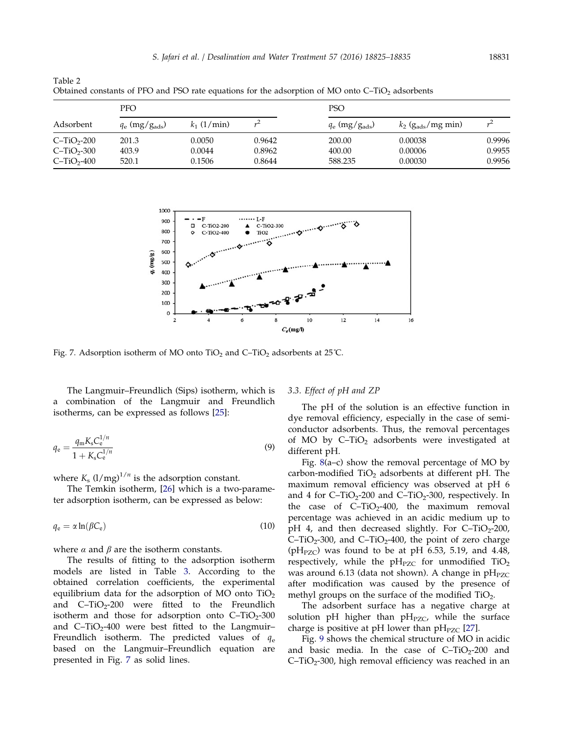Table 2
Obtained constants of PFO and PSO rate equations for the adsorption of MO onto C–$TiO_2$ adsorbents

| Adsorbent | PFO | | | PSO | | |
|---|---|---|---|---|---|---|
| | $q_e$ ($mg/g_{ads}$) | $k_1$ (1/min) | $r^2$ | $q_e$ ($mg/g_{ads}$) | $k_2$ ($g_{ads}$/mg min) | $r^2$ |
| C–$TiO_2$-200 | 201.3 | 0.0050 | 0.9642 | 200.00 | 0.00038 | 0.9996 |
| C–$TiO_2$-300 | 403.9 | 0.0044 | 0.8962 | 400.00 | 0.00006 | 0.9955 |
| C–$TiO_2$-400 | 520.1 | 0.1506 | 0.8644 | 588.235 | 0.00030 | 0.9956 |

Fig. 7. Adsorption isotherm of MO onto $TiO_2$ and C–$TiO_2$ adsorbents at 25°C.

The Langmuir–Freundlich (Sips) isotherm, which is a combination of the Langmuir and Freundlich isotherms, can be expressed as follows [25]:

$$q_e = \frac{q_m K_s C_e^{1/n}}{1 + K_s C_e^{1/n}} \tag{9}$$

where $K_s$ $(l/mg)^{1/n}$ is the adsorption constant.

The Temkin isotherm, [26] which is a two-parameter adsorption isotherm, can be expressed as below:

$$q_e = \alpha \ln(\beta C_e) \tag{10}$$

where $\alpha$ and $\beta$ are the isotherm constants.

The results of fitting to the adsorption isotherm models are listed in Table 3. According to the obtained correlation coefficients, the experimental equilibrium data for the adsorption of MO onto $TiO_2$ and C–$TiO_2$-200 were fitted to the Freundlich isotherm and those for adsorption onto C–$TiO_2$-300 and C–$TiO_2$-400 were best fitted to the Langmuir–Freundlich isotherm. The predicted values of $q_e$ based on the Langmuir–Freundlich equation are presented in Fig. 7 as solid lines.

### 3.3. Effect of pH and ZP

The pH of the solution is an effective function in dye removal efficiency, especially in the case of semiconductor adsorbents. Thus, the removal percentages of MO by C–$TiO_2$ adsorbents were investigated at different pH.

Fig. 8(a–c) show the removal percentage of MO by carbon-modified $TiO_2$ adsorbents at different pH. The maximum removal efficiency was observed at pH 6 and 4 for C–$TiO_2$-200 and C–$TiO_2$-300, respectively. In the case of C–$TiO_2$-400, the maximum removal percentage was achieved in an acidic medium up to pH 4, and then decreased slightly. For C–$TiO_2$-200, C–$TiO_2$-300, and C–$TiO_2$-400, the point of zero charge ($pH_{PZC}$) was found to be at pH 6.53, 5.19, and 4.48, respectively, while the $pH_{PZC}$ for unmodified $TiO_2$ was around 6.13 (data not shown). A change in $pH_{PZC}$ after modification was caused by the presence of methyl groups on the surface of the modified $TiO_2$.

The adsorbent surface has a negative charge at solution pH higher than $pH_{PZC}$, while the surface charge is positive at pH lower than $pH_{PZC}$ [27].

Fig. 9 shows the chemical structure of MO in acidic and basic media. In the case of C–$TiO_2$-200 and C–$TiO_2$-300, high removal efficiency was reached in an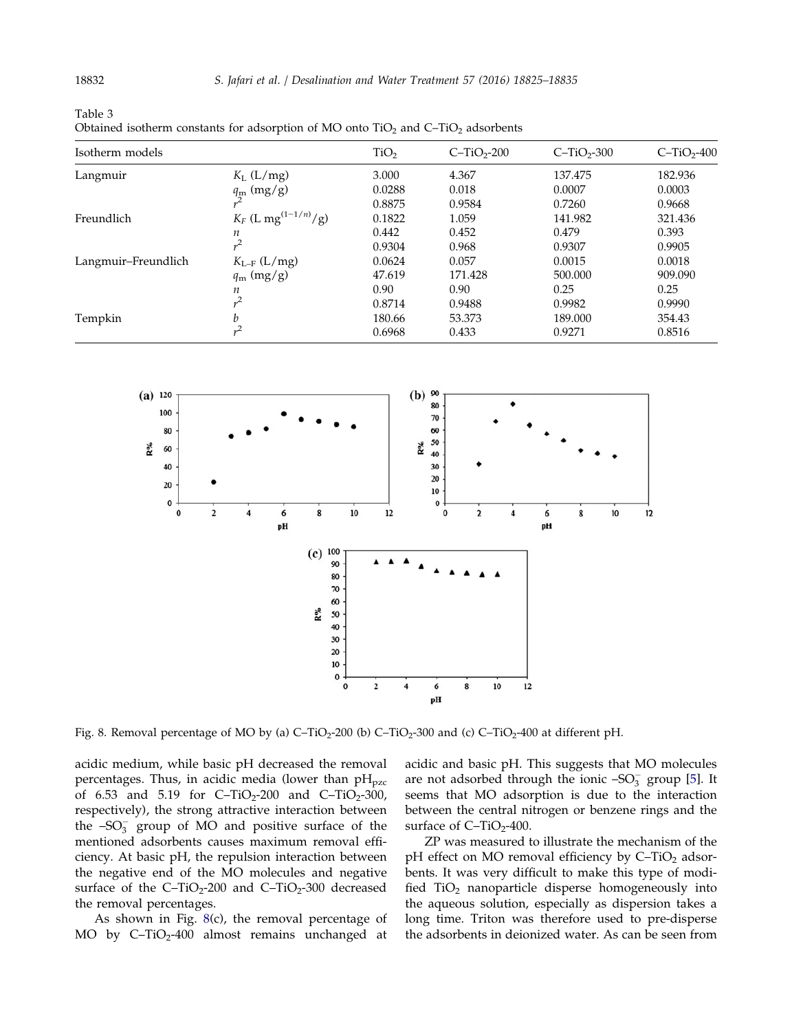Table 3
Obtained isotherm constants for adsorption of MO onto $TiO_2$ and C–$TiO_2$ adsorbents

| Isotherm models | | $TiO_2$ | C–$TiO_2$-200 | C–$TiO_2$-300 | C–$TiO_2$-400 |
|---|---|---|---|---|---|
| Langmuir | $K_L$ (L/mg) | 3.000 | 4.367 | 137.475 | 182.936 |
| | $q_m$ (mg/g) | 0.0288 | 0.018 | 0.0007 | 0.0003 |
| | $r^2$ | 0.8875 | 0.9584 | 0.7260 | 0.9668 |
| Freundlich | $K_F$ (L mg$^{(1-1/n)}$/g) | 0.1822 | 1.059 | 141.982 | 321.436 |
| | $n$ | 0.442 | 0.452 | 0.479 | 0.393 |
| | $r^2$ | 0.9304 | 0.968 | 0.9307 | 0.9905 |
| Langmuir–Freundlich | $K_{L-F}$ (L/mg) | 0.0624 | 0.057 | 0.0015 | 0.0018 |
| | $q_m$ (mg/g) | 47.619 | 171.428 | 500.000 | 909.090 |
| | $n$ | 0.90 | 0.90 | 0.25 | 0.25 |
| | $r^2$ | 0.8714 | 0.9488 | 0.9982 | 0.9990 |
| Tempkin | $b$ | 180.66 | 53.373 | 189.000 | 354.43 |
| | $r^2$ | 0.6968 | 0.433 | 0.9271 | 0.8516 |

Fig. 8. Removal percentage of MO by (a) C–$TiO_2$-200 (b) C–$TiO_2$-300 and (c) C–$TiO_2$-400 at different pH.

acidic medium, while basic pH decreased the removal percentages. Thus, in acidic media (lower than $pH_{pzc}$ of 6.53 and 5.19 for C–$TiO_2$-200 and C–$TiO_2$-300, respectively), the strong attractive interaction between the $–SO_3^-$ group of MO and positive surface of the mentioned adsorbents causes maximum removal efficiency. At basic pH, the repulsion interaction between the negative end of the MO molecules and negative surface of the C–$TiO_2$-200 and C–$TiO_2$-300 decreased the removal percentages.

As shown in Fig. 8(c), the removal percentage of MO by C–$TiO_2$-400 almost remains unchanged at acidic and basic pH. This suggests that MO molecules are not adsorbed through the ionic $–SO_3^-$ group [5]. It seems that MO adsorption is due to the interaction between the central nitrogen or benzene rings and the surface of C–$TiO_2$-400.

ZP was measured to illustrate the mechanism of the pH effect on MO removal efficiency by C–$TiO_2$ adsorbents. It was very difficult to make this type of modified $TiO_2$ nanoparticle disperse homogeneously into the aqueous solution, especially as dispersion takes a long time. Triton was therefore used to pre-disperse the adsorbents in deionized water. As can be seen from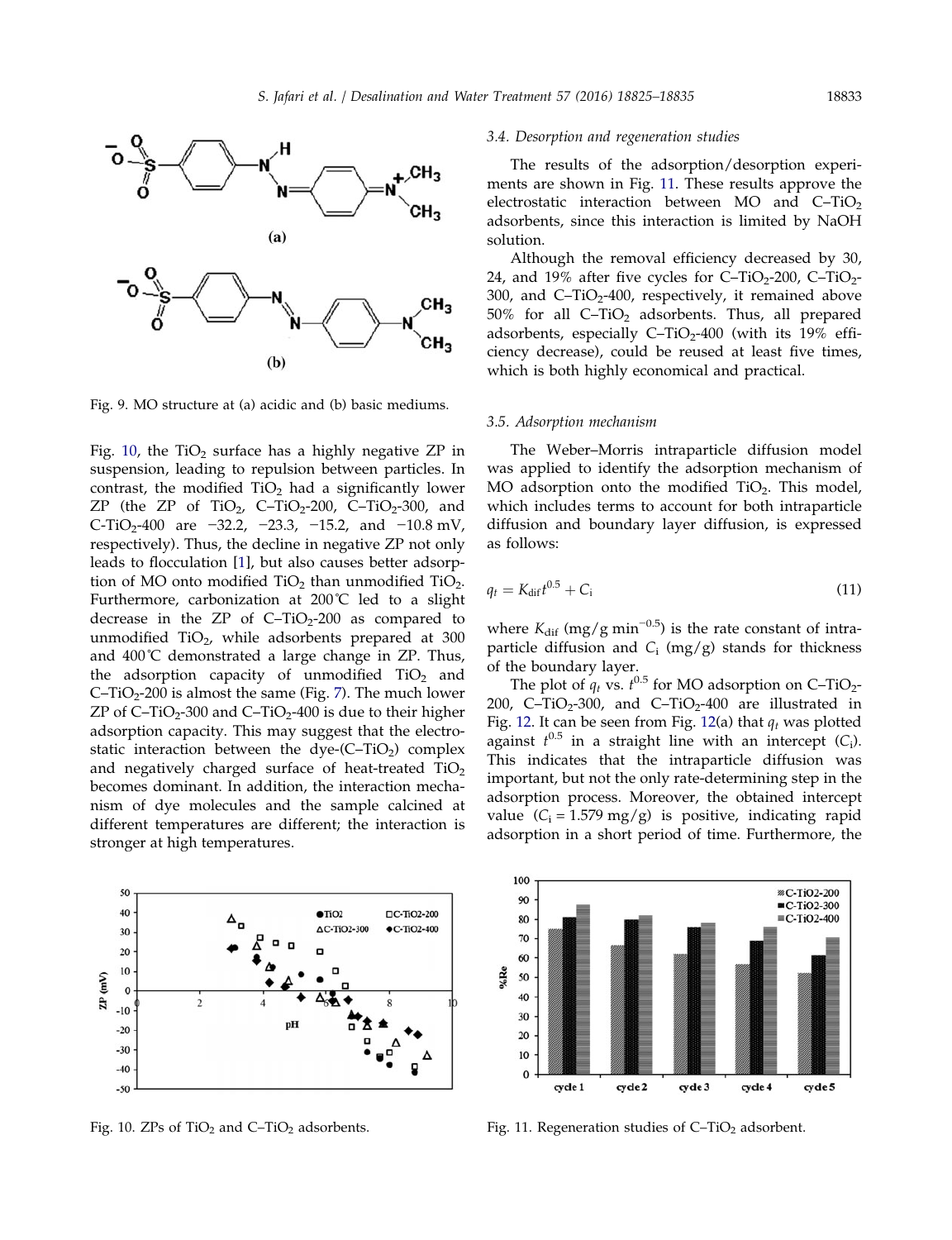Fig. 9. MO structure at (a) acidic and (b) basic mediums.

Fig. 10, the $TiO_2$ surface has a highly negative ZP in suspension, leading to repulsion between particles. In contrast, the modified $TiO_2$ had a significantly lower ZP (the ZP of $TiO_2$, C–$TiO_2$-200, C–$TiO_2$-300, and C-$TiO_2$-400 are −32.2, −23.3, −15.2, and −10.8 mV, respectively). Thus, the decline in negative ZP not only leads to flocculation [1], but also causes better adsorption of MO onto modified $TiO_2$ than unmodified $TiO_2$. Furthermore, carbonization at 200℃ led to a slight decrease in the ZP of C–$TiO_2$-200 as compared to unmodified $TiO_2$, while adsorbents prepared at 300 and 400℃ demonstrated a large change in ZP. Thus, the adsorption capacity of unmodified $TiO_2$ and C–$TiO_2$-200 is almost the same (Fig. 7). The much lower ZP of C–$TiO_2$-300 and C–$TiO_2$-400 is due to their higher adsorption capacity. This may suggest that the electrostatic interaction between the dye-(C–$TiO_2$) complex and negatively charged surface of heat-treated $TiO_2$ becomes dominant. In addition, the interaction mechanism of dye molecules and the sample calcined at different temperatures are different; the interaction is stronger at high temperatures.

Fig. 10. ZPs of $TiO_2$ and C–$TiO_2$ adsorbents.

### 3.4. Desorption and regeneration studies

The results of the adsorption/desorption experiments are shown in Fig. 11. These results approve the electrostatic interaction between MO and C–$TiO_2$ adsorbents, since this interaction is limited by NaOH solution.

Although the removal efficiency decreased by 30, 24, and 19% after five cycles for C–$TiO_2$-200, C–$TiO_2$-300, and C–$TiO_2$-400, respectively, it remained above 50% for all C–$TiO_2$ adsorbents. Thus, all prepared adsorbents, especially C–$TiO_2$-400 (with its 19% efficiency decrease), could be reused at least five times, which is both highly economical and practical.

### 3.5. Adsorption mechanism

The Weber–Morris intraparticle diffusion model was applied to identify the adsorption mechanism of MO adsorption onto the modified $TiO_2$. This model, which includes terms to account for both intraparticle diffusion and boundary layer diffusion, is expressed as follows:

$$q_t = K_{\text{dif}} t^{0.5} + C_{\text{i}} \tag{11}$$

where $K_{\text{dif}}$ (mg/g min$^{-0.5}$) is the rate constant of intraparticle diffusion and $C_i$ (mg/g) stands for thickness of the boundary layer.

The plot of $q_t$ vs. $t^{0.5}$ for MO adsorption on C–$TiO_2$-200, C–$TiO_2$-300, and C–$TiO_2$-400 are illustrated in Fig. 12. It can be seen from Fig. 12(a) that $q_t$ was plotted against $t^{0.5}$ in a straight line with an intercept ($C_i$). This indicates that the intraparticle diffusion was important, but not the only rate-determining step in the adsorption process. Moreover, the obtained intercept value ($C_i$ = 1.579 mg/g) is positive, indicating rapid adsorption in a short period of time. Furthermore, the

Fig. 11. Regeneration studies of C–$TiO_2$ adsorbent.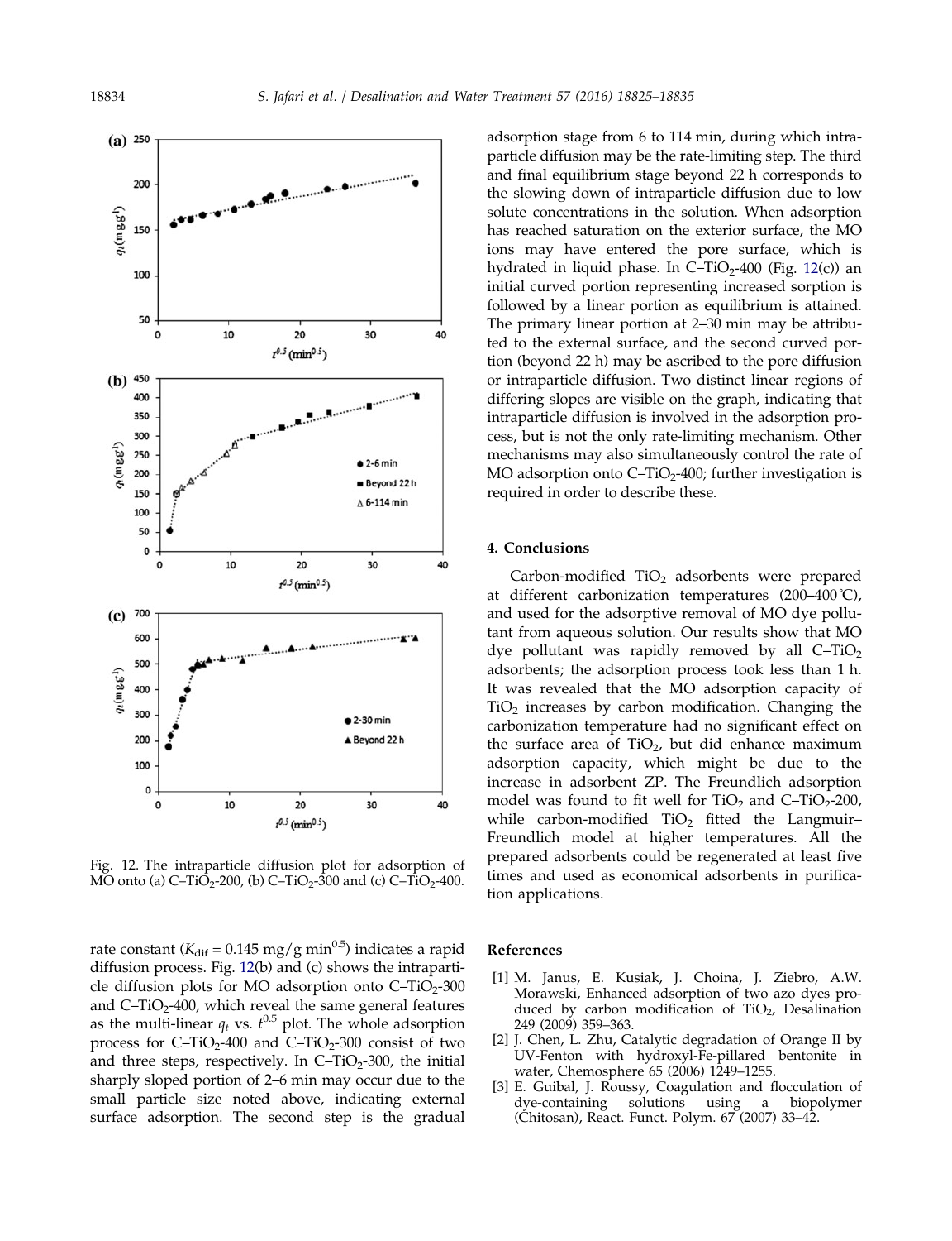Fig. 12. The intraparticle diffusion plot for adsorption of MO onto (a) C–$TiO_2$-200, (b) C–$TiO_2$-300 and (c) C–$TiO_2$-400.

rate constant ($K_{dif}$ = 0.145 mg/g $min^{0.5}$) indicates a rapid diffusion process. Fig. 12(b) and (c) shows the intraparticle diffusion plots for MO adsorption onto C–$TiO_2$-300 and C–$TiO_2$-400, which reveal the same general features as the multi-linear $q_t$ vs. $t^{0.5}$ plot. The whole adsorption process for C–$TiO_2$-400 and C–$TiO_2$-300 consist of two and three steps, respectively. In C–$TiO_2$-300, the initial sharply sloped portion of 2–6 min may occur due to the small particle size noted above, indicating external surface adsorption. The second step is the gradual adsorption stage from 6 to 114 min, during which intraparticle diffusion may be the rate-limiting step. The third and final equilibrium stage beyond 22 h corresponds to the slowing down of intraparticle diffusion due to low solute concentrations in the solution. When adsorption has reached saturation on the exterior surface, the MO ions may have entered the pore surface, which is hydrated in liquid phase. In C–$TiO_2$-400 (Fig. 12(c)) an initial curved portion representing increased sorption is followed by a linear portion as equilibrium is attained. The primary linear portion at 2–30 min may be attributed to the external surface, and the second curved portion (beyond 22 h) may be ascribed to the pore diffusion or intraparticle diffusion. Two distinct linear regions of differing slopes are visible on the graph, indicating that intraparticle diffusion is involved in the adsorption process, but is not the only rate-limiting mechanism. Other mechanisms may also simultaneously control the rate of MO adsorption onto C–$TiO_2$-400; further investigation is required in order to describe these.

## 4. Conclusions

Carbon-modified $TiO_2$ adsorbents were prepared at different carbonization temperatures (200–400˚C), and used for the adsorptive removal of MO dye pollutant from aqueous solution. Our results show that MO dye pollutant was rapidly removed by all C–$TiO_2$ adsorbents; the adsorption process took less than 1 h. It was revealed that the MO adsorption capacity of $TiO_2$ increases by carbon modification. Changing the carbonization temperature had no significant effect on the surface area of $TiO_2$, but did enhance maximum adsorption capacity, which might be due to the increase in adsorbent ZP. The Freundlich adsorption model was found to fit well for $TiO_2$ and C–$TiO_2$-200, while carbon-modified $TiO_2$ fitted the Langmuir–Freundlich model at higher temperatures. All the prepared adsorbents could be regenerated at least five times and used as economical adsorbents in purification applications.

## References

[1] M. Janus, E. Kusiak, J. Choina, J. Ziebro, A.W. Morawski, Enhanced adsorption of two azo dyes produced by carbon modification of $TiO_2$, Desalination 249 (2009) 359–363.

[2] J. Chen, L. Zhu, Catalytic degradation of Orange II by UV-Fenton with hydroxyl-Fe-pillared bentonite in water, Chemosphere 65 (2006) 1249–1255.

[3] E. Guibal, J. Roussy, Coagulation and flocculation of dye-containing solutions using a biopolymer (Chitosan), React. Funct. Polym. 67 (2007) 33–42.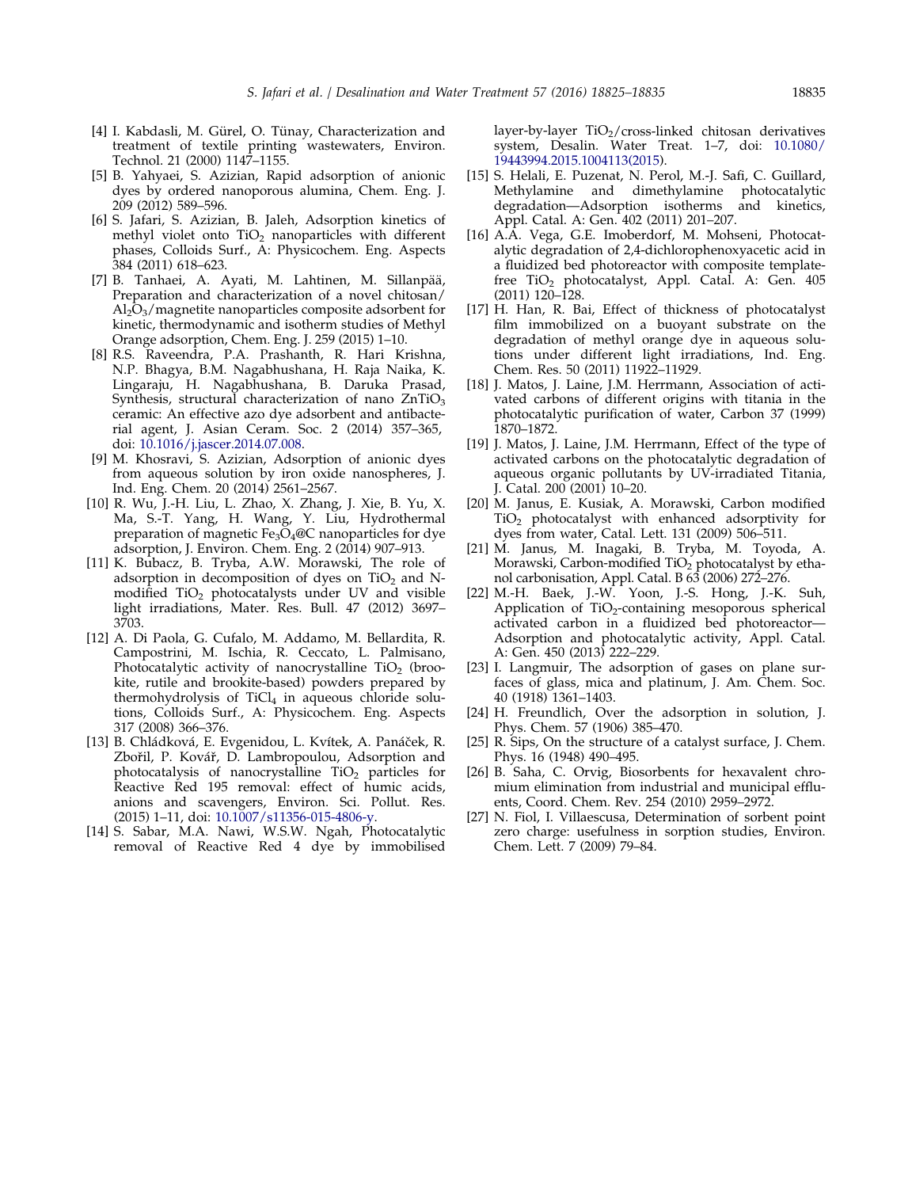[4] I. Kabdasli, M. Gürel, O. Tünay, Characterization and treatment of textile printing wastewaters, Environ. Technol. 21 (2000) 1147–1155.

[5] B. Yahyaei, S. Azizian, Rapid adsorption of anionic dyes by ordered nanoporous alumina, Chem. Eng. J. 209 (2012) 589–596.

[6] S. Jafari, S. Azizian, B. Jaleh, Adsorption kinetics of methyl violet onto $TiO_2$ nanoparticles with different phases, Colloids Surf., A: Physicochem. Eng. Aspects 384 (2011) 618–623.

[7] B. Tanhaei, A. Ayati, M. Lahtinen, M. Sillanpää, Preparation and characterization of a novel chitosan/$Al_2O_3$/magnetite nanoparticles composite adsorbent for kinetic, thermodynamic and isotherm studies of Methyl Orange adsorption, Chem. Eng. J. 259 (2015) 1–10.

[8] R.S. Raveendra, P.A. Prashanth, R. Hari Krishna, N.P. Bhagya, B.M. Nagabhushana, H. Raja Naika, K. Lingaraju, H. Nagabhushana, B. Daruka Prasad, Synthesis, structural characterization of nano $ZnTiO_3$ ceramic: An effective azo dye adsorbent and antibacterial agent, J. Asian Ceram. Soc. 2 (2014) 357–365, doi: 10.1016/j.jascer.2014.07.008.

[9] M. Khosravi, S. Azizian, Adsorption of anionic dyes from aqueous solution by iron oxide nanospheres, J. Ind. Eng. Chem. 20 (2014) 2561–2567.

[10] R. Wu, J.-H. Liu, L. Zhao, X. Zhang, J. Xie, B. Yu, X. Ma, S.-T. Yang, H. Wang, Y. Liu, Hydrothermal preparation of magnetic $Fe_3O_4$@C nanoparticles for dye adsorption, J. Environ. Chem. Eng. 2 (2014) 907–913.

[11] K. Bubacz, B. Tryba, A.W. Morawski, The role of adsorption in decomposition of dyes on $TiO_2$ and N-modified $TiO_2$ photocatalysts under UV and visible light irradiations, Mater. Res. Bull. 47 (2012) 3697–3703.

[12] A. Di Paola, G. Cufalo, M. Addamo, M. Bellardita, R. Campostrini, M. Ischia, R. Ceccato, L. Palmisano, Photocatalytic activity of nanocrystalline $TiO_2$ (brookite, rutile and brookite-based) powders prepared by thermohydrolysis of $TiCl_4$ in aqueous chloride solutions, Colloids Surf., A: Physicochem. Eng. Aspects 317 (2008) 366–376.

[13] B. Chládková, E. Evgenidou, L. Kvítek, A. Panáček, R. Zbořil, P. Kovář, D. Lambropoulou, Adsorption and photocatalysis of nanocrystalline $TiO_2$ particles for Reactive Red 195 removal: effect of humic acids, anions and scavengers, Environ. Sci. Pollut. Res. (2015) 1–11, doi: 10.1007/s11356-015-4806-y.

[14] S. Sabar, M.A. Nawi, W.S.W. Ngah, Photocatalytic removal of Reactive Red 4 dye by immobilised layer-by-layer $TiO_2$/cross-linked chitosan derivatives system, Desalin. Water Treat. 1–7, doi: 10.1080/19443994.2015.1004113(2015).

[15] S. Helali, E. Puzenat, N. Perol, M.-J. Safi, C. Guillard, Methylamine and dimethylamine photocatalytic degradation—Adsorption isotherms and kinetics, Appl. Catal. A: Gen. 402 (2011) 201–207.

[16] A.A. Vega, G.E. Imoberdorf, M. Mohseni, Photocatalytic degradation of 2,4-dichlorophenoxyacetic acid in a fluidized bed photoreactor with composite template-free $TiO_2$ photocatalyst, Appl. Catal. A: Gen. 405 (2011) 120–128.

[17] H. Han, R. Bai, Effect of thickness of photocatalyst film immobilized on a buoyant substrate on the degradation of methyl orange dye in aqueous solutions under different light irradiations, Ind. Eng. Chem. Res. 50 (2011) 11922–11929.

[18] J. Matos, J. Laine, J.M. Herrmann, Association of activated carbons of different origins with titania in the photocatalytic purification of water, Carbon 37 (1999) 1870–1872.

[19] J. Matos, J. Laine, J.M. Herrmann, Effect of the type of activated carbons on the photocatalytic degradation of aqueous organic pollutants by UV-irradiated Titania, J. Catal. 200 (2001) 10–20.

[20] M. Janus, E. Kusiak, A. Morawski, Carbon modified $TiO_2$ photocatalyst with enhanced adsorptivity for dyes from water, Catal. Lett. 131 (2009) 506–511.

[21] M. Janus, M. Inagaki, B. Tryba, M. Toyoda, A. Morawski, Carbon-modified $TiO_2$ photocatalyst by ethanol carbonisation, Appl. Catal. B 63 (2006) 272–276.

[22] M.-H. Baek, J.-W. Yoon, J.-S. Hong, J.-K. Suh, Application of $TiO_2$-containing mesoporous spherical activated carbon in a fluidized bed photoreactor—Adsorption and photocatalytic activity, Appl. Catal. A: Gen. 450 (2013) 222–229.

[23] I. Langmuir, The adsorption of gases on plane surfaces of glass, mica and platinum, J. Am. Chem. Soc. 40 (1918) 1361–1403.

[24] H. Freundlich, Over the adsorption in solution, J. Phys. Chem. 57 (1906) 385–470.

[25] R. Sips, On the structure of a catalyst surface, J. Chem. Phys. 16 (1948) 490–495.

[26] B. Saha, C. Orvig, Biosorbents for hexavalent chromium elimination from industrial and municipal effluents, Coord. Chem. Rev. 254 (2010) 2959–2972.

[27] N. Fiol, I. Villaescusa, Determination of sorbent point zero charge: usefulness in sorption studies, Environ. Chem. Lett. 7 (2009) 79–84.